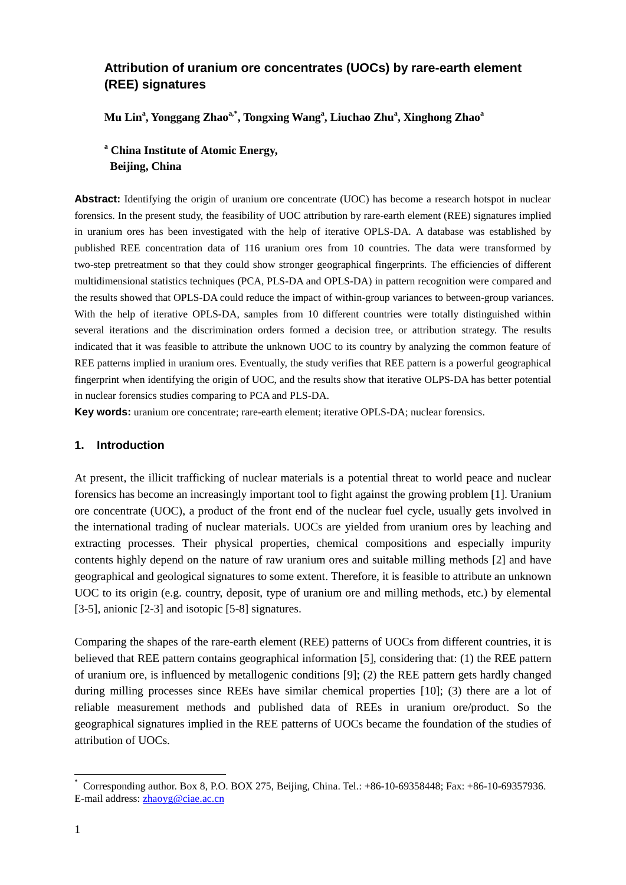# Attribution of uranium ore concentrates (UOCs) by rare-earth element (REE) signatures

**Mu Lin[a], Yonggang Zhao[a,*], Tongxing Wang[a], Liuchao Zhu[a], Xinghong Zhao[a]**

**[a] China Institute of Atomic Energy, Beijing, China**

**Abstract:** Identifying the origin of uranium ore concentrate (UOC) has become a research hotspot in nuclear forensics. In the present study, the feasibility of UOC attribution by rare-earth element (REE) signatures implied in uranium ores has been investigated with the help of iterative OPLS-DA. A database was established by published REE concentration data of 116 uranium ores from 10 countries. The data were transformed by two-step pretreatment so that they could show stronger geographical fingerprints. The efficiencies of different multidimensional statistics techniques (PCA, PLS-DA and OPLS-DA) in pattern recognition were compared and the results showed that OPLS-DA could reduce the impact of within-group variances to between-group variances. With the help of iterative OPLS-DA, samples from 10 different countries were totally distinguished within several iterations and the discrimination orders formed a decision tree, or attribution strategy. The results indicated that it was feasible to attribute the unknown UOC to its country by analyzing the common feature of REE patterns implied in uranium ores. Eventually, the study verifies that REE pattern is a powerful geographical fingerprint when identifying the origin of UOC, and the results show that iterative OLPS-DA has better potential in nuclear forensics studies comparing to PCA and PLS-DA.

**Key words:** uranium ore concentrate; rare-earth element; iterative OPLS-DA; nuclear forensics.

## 1. Introduction

At present, the illicit trafficking of nuclear materials is a potential threat to world peace and nuclear forensics has become an increasingly important tool to fight against the growing problem [1]. Uranium ore concentrate (UOC), a product of the front end of the nuclear fuel cycle, usually gets involved in the international trading of nuclear materials. UOCs are yielded from uranium ores by leaching and extracting processes. Their physical properties, chemical compositions and especially impurity contents highly depend on the nature of raw uranium ores and suitable milling methods [2] and have geographical and geological signatures to some extent. Therefore, it is feasible to attribute an unknown UOC to its origin (e.g. country, deposit, type of uranium ore and milling methods, etc.) by elemental [3-5], anionic [2-3] and isotopic [5-8] signatures.

Comparing the shapes of the rare-earth element (REE) patterns of UOCs from different countries, it is believed that REE pattern contains geographical information [5], considering that: (1) the REE pattern of uranium ore, is influenced by metallogenic conditions [9]; (2) the REE pattern gets hardly changed during milling processes since REEs have similar chemical properties [10]; (3) there are a lot of reliable measurement methods and published data of REEs in uranium ore/product. So the geographical signatures implied in the REE patterns of UOCs became the foundation of the studies of attribution of UOCs.

[*] Corresponding author. Box 8, P.O. BOX 275, Beijing, China. Tel.: +86-10-69358448; Fax: +86-10-69357936. E-mail address: zhaoyg@ciae.ac.cn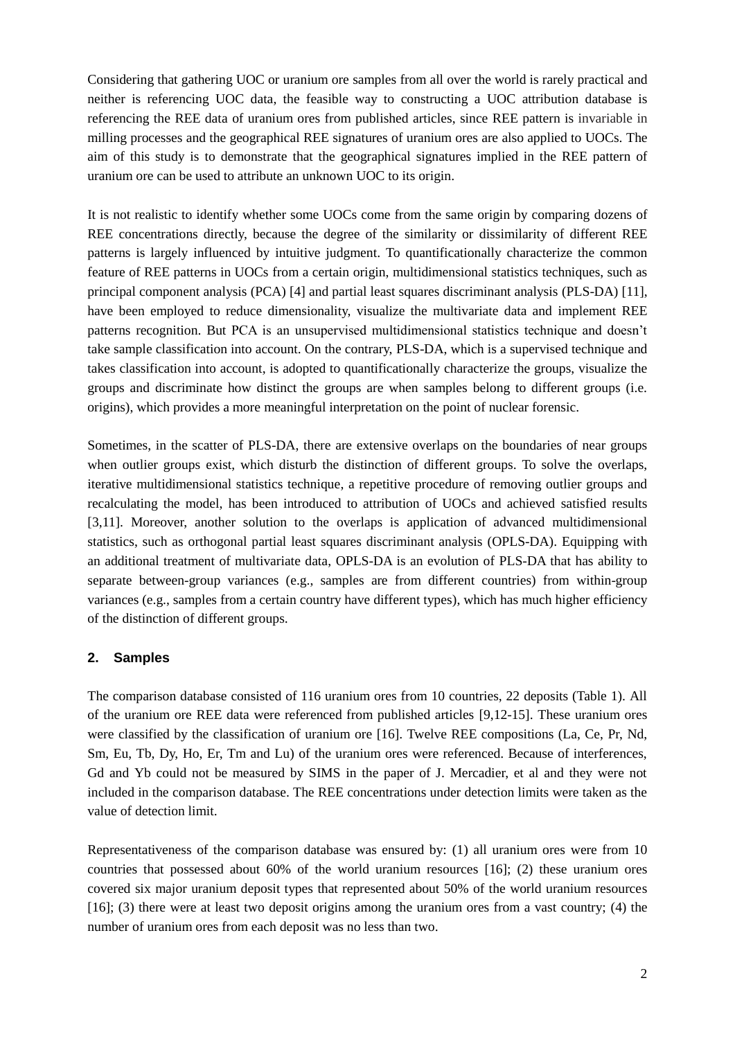Considering that gathering UOC or uranium ore samples from all over the world is rarely practical and neither is referencing UOC data, the feasible way to constructing a UOC attribution database is referencing the REE data of uranium ores from published articles, since REE pattern is invariable in milling processes and the geographical REE signatures of uranium ores are also applied to UOCs. The aim of this study is to demonstrate that the geographical signatures implied in the REE pattern of uranium ore can be used to attribute an unknown UOC to its origin.

It is not realistic to identify whether some UOCs come from the same origin by comparing dozens of REE concentrations directly, because the degree of the similarity or dissimilarity of different REE patterns is largely influenced by intuitive judgment. To quantificationally characterize the common feature of REE patterns in UOCs from a certain origin, multidimensional statistics techniques, such as principal component analysis (PCA) [4] and partial least squares discriminant analysis (PLS-DA) [11], have been employed to reduce dimensionality, visualize the multivariate data and implement REE patterns recognition. But PCA is an unsupervised multidimensional statistics technique and doesn't take sample classification into account. On the contrary, PLS-DA, which is a supervised technique and takes classification into account, is adopted to quantificationally characterize the groups, visualize the groups and discriminate how distinct the groups are when samples belong to different groups (i.e. origins), which provides a more meaningful interpretation on the point of nuclear forensic.

Sometimes, in the scatter of PLS-DA, there are extensive overlaps on the boundaries of near groups when outlier groups exist, which disturb the distinction of different groups. To solve the overlaps, iterative multidimensional statistics technique, a repetitive procedure of removing outlier groups and recalculating the model, has been introduced to attribution of UOCs and achieved satisfied results [3,11]. Moreover, another solution to the overlaps is application of advanced multidimensional statistics, such as orthogonal partial least squares discriminant analysis (OPLS-DA). Equipping with an additional treatment of multivariate data, OPLS-DA is an evolution of PLS-DA that has ability to separate between-group variances (e.g., samples are from different countries) from within-group variances (e.g., samples from a certain country have different types), which has much higher efficiency of the distinction of different groups.

## 2. Samples

The comparison database consisted of 116 uranium ores from 10 countries, 22 deposits (Table 1). All of the uranium ore REE data were referenced from published articles [9,12-15]. These uranium ores were classified by the classification of uranium ore [16]. Twelve REE compositions (La, Ce, Pr, Nd, Sm, Eu, Tb, Dy, Ho, Er, Tm and Lu) of the uranium ores were referenced. Because of interferences, Gd and Yb could not be measured by SIMS in the paper of J. Mercadier, et al and they were not included in the comparison database. The REE concentrations under detection limits were taken as the value of detection limit.

Representativeness of the comparison database was ensured by: (1) all uranium ores were from 10 countries that possessed about 60% of the world uranium resources [16]; (2) these uranium ores covered six major uranium deposit types that represented about 50% of the world uranium resources [16]; (3) there were at least two deposit origins among the uranium ores from a vast country; (4) the number of uranium ores from each deposit was no less than two.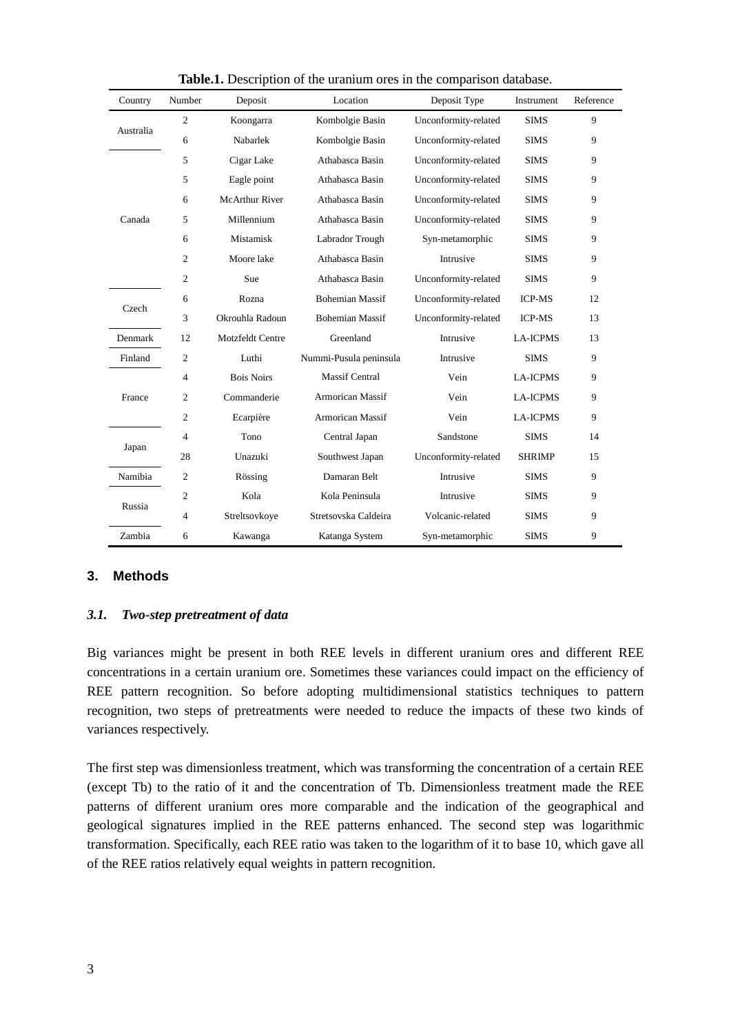**Table.1.** Description of the uranium ores in the comparison database.

| Country | Number | Deposit | Location | Deposit Type | Instrument | Reference |
|---|---|---|---|---|---|---|
| Australia | 2 | Koongarra | Kombolgie Basin | Unconformity-related | SIMS | 9 |
| | 6 | Nabarlek | Kombolgie Basin | Unconformity-related | SIMS | 9 |
| Canada | 5 | Cigar Lake | Athabasca Basin | Unconformity-related | SIMS | 9 |
| | 5 | Eagle point | Athabasca Basin | Unconformity-related | SIMS | 9 |
| | 6 | McArthur River | Athabasca Basin | Unconformity-related | SIMS | 9 |
| | 5 | Millennium | Athabasca Basin | Unconformity-related | SIMS | 9 |
| | 6 | Mistamisk | Labrador Trough | Syn-metamorphic | SIMS | 9 |
| | 2 | Moore lake | Athabasca Basin | Intrusive | SIMS | 9 |
| | 2 | Sue | Athabasca Basin | Unconformity-related | SIMS | 9 |
| Czech | 6 | Rozna | Bohemian Massif | Unconformity-related | ICP-MS | 12 |
| | 3 | Okrouhla Radoun | Bohemian Massif | Unconformity-related | ICP-MS | 13 |
| Denmark | 12 | Motzfeldt Centre | Greenland | Intrusive | LA-ICPMS | 13 |
| Finland | 2 | Luthi | Nummi-Pusula peninsula | Intrusive | SIMS | 9 |
| France | 4 | Bois Noirs | Massif Central | Vein | LA-ICPMS | 9 |
| | 2 | Commanderie | Armorican Massif | Vein | LA-ICPMS | 9 |
| | 2 | Ecarpière | Armorican Massif | Vein | LA-ICPMS | 9 |
| Japan | 4 | Tono | Central Japan | Sandstone | SIMS | 14 |
| | 28 | Unazuki | Southwest Japan | Unconformity-related | SHRIMP | 15 |
| Namibia | 2 | Rössing | Damaran Belt | Intrusive | SIMS | 9 |
| Russia | 2 | Kola | Kola Peninsula | Intrusive | SIMS | 9 |
| | 4 | Streltsovkoye | Stretsovska Caldeira | Volcanic-related | SIMS | 9 |
| Zambia | 6 | Kawanga | Katanga System | Syn-metamorphic | SIMS | 9 |

## 3. Methods

### *3.1. Two-step pretreatment of data*

Big variances might be present in both REE levels in different uranium ores and different REE concentrations in a certain uranium ore. Sometimes these variances could impact on the efficiency of REE pattern recognition. So before adopting multidimensional statistics techniques to pattern recognition, two steps of pretreatments were needed to reduce the impacts of these two kinds of variances respectively.

The first step was dimensionless treatment, which was transforming the concentration of a certain REE (except Tb) to the ratio of it and the concentration of Tb. Dimensionless treatment made the REE patterns of different uranium ores more comparable and the indication of the geographical and geological signatures implied in the REE patterns enhanced. The second step was logarithmic transformation. Specifically, each REE ratio was taken to the logarithm of it to base 10, which gave all of the REE ratios relatively equal weights in pattern recognition.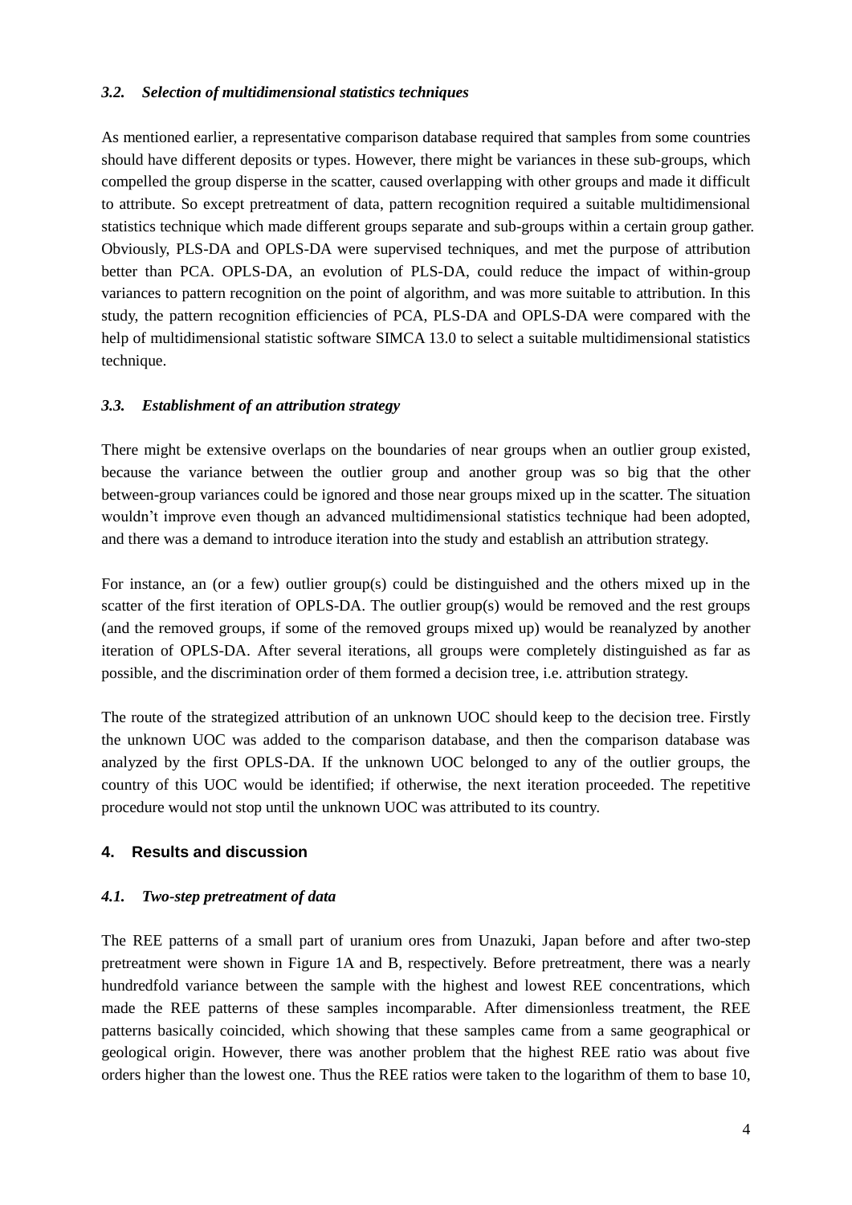### *3.2. Selection of multidimensional statistics techniques*

As mentioned earlier, a representative comparison database required that samples from some countries should have different deposits or types. However, there might be variances in these sub-groups, which compelled the group disperse in the scatter, caused overlapping with other groups and made it difficult to attribute. So except pretreatment of data, pattern recognition required a suitable multidimensional statistics technique which made different groups separate and sub-groups within a certain group gather. Obviously, PLS-DA and OPLS-DA were supervised techniques, and met the purpose of attribution better than PCA. OPLS-DA, an evolution of PLS-DA, could reduce the impact of within-group variances to pattern recognition on the point of algorithm, and was more suitable to attribution. In this study, the pattern recognition efficiencies of PCA, PLS-DA and OPLS-DA were compared with the help of multidimensional statistic software SIMCA 13.0 to select a suitable multidimensional statistics technique.

### *3.3. Establishment of an attribution strategy*

There might be extensive overlaps on the boundaries of near groups when an outlier group existed, because the variance between the outlier group and another group was so big that the other between-group variances could be ignored and those near groups mixed up in the scatter. The situation wouldn't improve even though an advanced multidimensional statistics technique had been adopted, and there was a demand to introduce iteration into the study and establish an attribution strategy.

For instance, an (or a few) outlier group(s) could be distinguished and the others mixed up in the scatter of the first iteration of OPLS-DA. The outlier group(s) would be removed and the rest groups (and the removed groups, if some of the removed groups mixed up) would be reanalyzed by another iteration of OPLS-DA. After several iterations, all groups were completely distinguished as far as possible, and the discrimination order of them formed a decision tree, i.e. attribution strategy.

The route of the strategized attribution of an unknown UOC should keep to the decision tree. Firstly the unknown UOC was added to the comparison database, and then the comparison database was analyzed by the first OPLS-DA. If the unknown UOC belonged to any of the outlier groups, the country of this UOC would be identified; if otherwise, the next iteration proceeded. The repetitive procedure would not stop until the unknown UOC was attributed to its country.

## 4. Results and discussion

### *4.1. Two-step pretreatment of data*

The REE patterns of a small part of uranium ores from Unazuki, Japan before and after two-step pretreatment were shown in Figure 1A and B, respectively. Before pretreatment, there was a nearly hundredfold variance between the sample with the highest and lowest REE concentrations, which made the REE patterns of these samples incomparable. After dimensionless treatment, the REE patterns basically coincided, which showing that these samples came from a same geographical or geological origin. However, there was another problem that the highest REE ratio was about five orders higher than the lowest one. Thus the REE ratios were taken to the logarithm of them to base 10,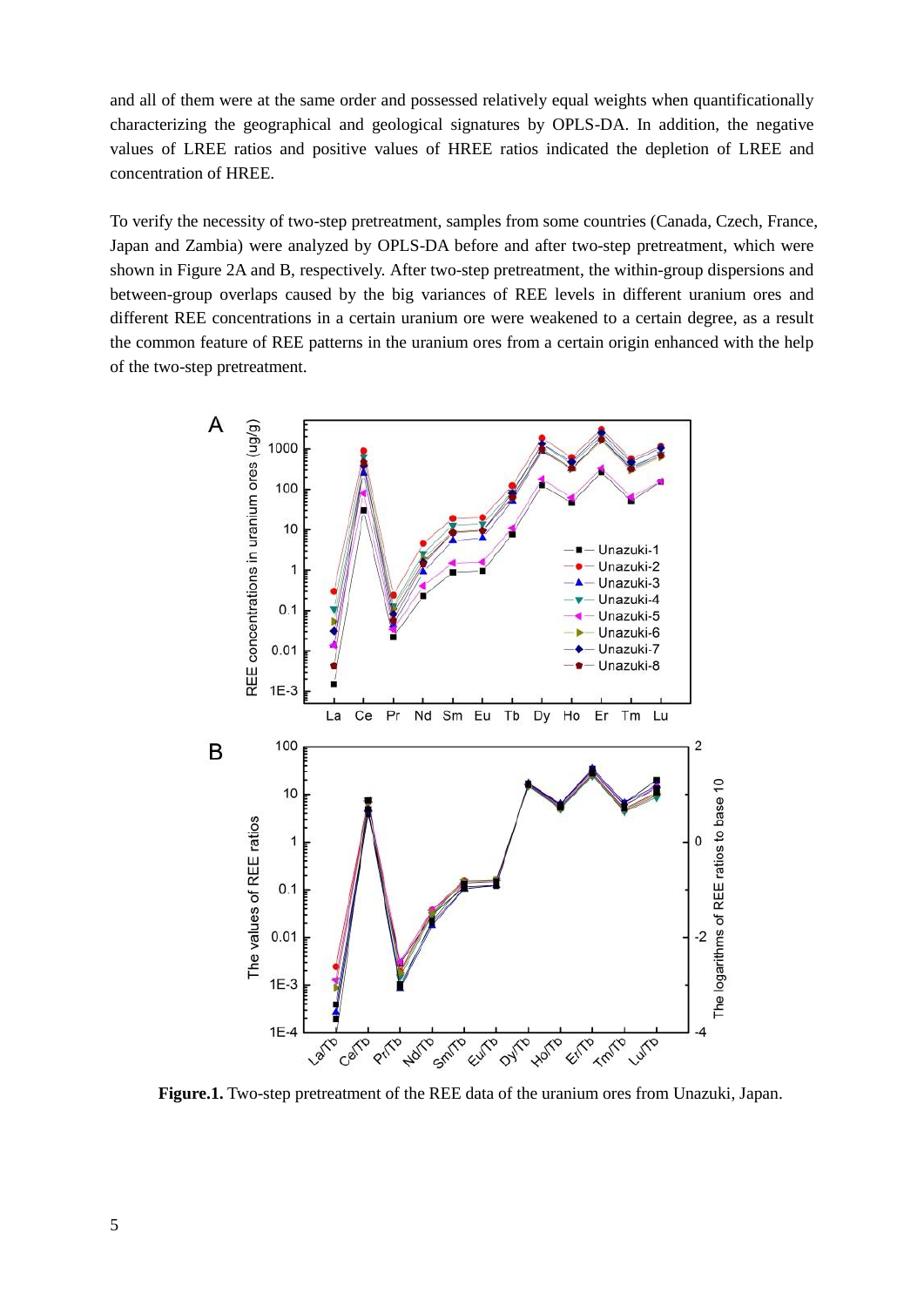and all of them were at the same order and possessed relatively equal weights when quantificationally characterizing the geographical and geological signatures by OPLS-DA. In addition, the negative values of LREE ratios and positive values of HREE ratios indicated the depletion of LREE and concentration of HREE.

To verify the necessity of two-step pretreatment, samples from some countries (Canada, Czech, France, Japan and Zambia) were analyzed by OPLS-DA before and after two-step pretreatment, which were shown in Figure 2A and B, respectively. After two-step pretreatment, the within-group dispersions and between-group overlaps caused by the big variances of REE levels in different uranium ores and different REE concentrations in a certain uranium ore were weakened to a certain degree, as a result the common feature of REE patterns in the uranium ores from a certain origin enhanced with the help of the two-step pretreatment.

**Figure.1.** Two-step pretreatment of the REE data of the uranium ores from Unazuki, Japan.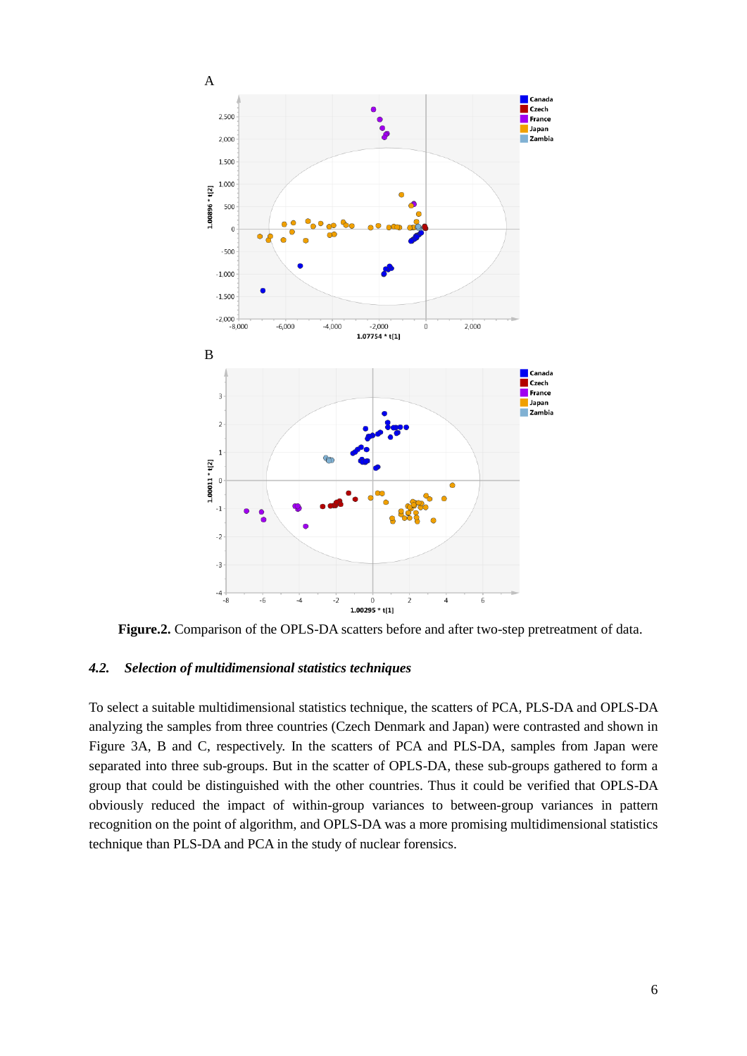**Figure.2.** Comparison of the OPLS-DA scatters before and after two-step pretreatment of data.

### *4.2. Selection of multidimensional statistics techniques*

To select a suitable multidimensional statistics technique, the scatters of PCA, PLS-DA and OPLS-DA analyzing the samples from three countries (Czech Denmark and Japan) were contrasted and shown in Figure 3A, B and C, respectively. In the scatters of PCA and PLS-DA, samples from Japan were separated into three sub-groups. But in the scatter of OPLS-DA, these sub-groups gathered to form a group that could be distinguished with the other countries. Thus it could be verified that OPLS-DA obviously reduced the impact of within-group variances to between-group variances in pattern recognition on the point of algorithm, and OPLS-DA was a more promising multidimensional statistics technique than PLS-DA and PCA in the study of nuclear forensics.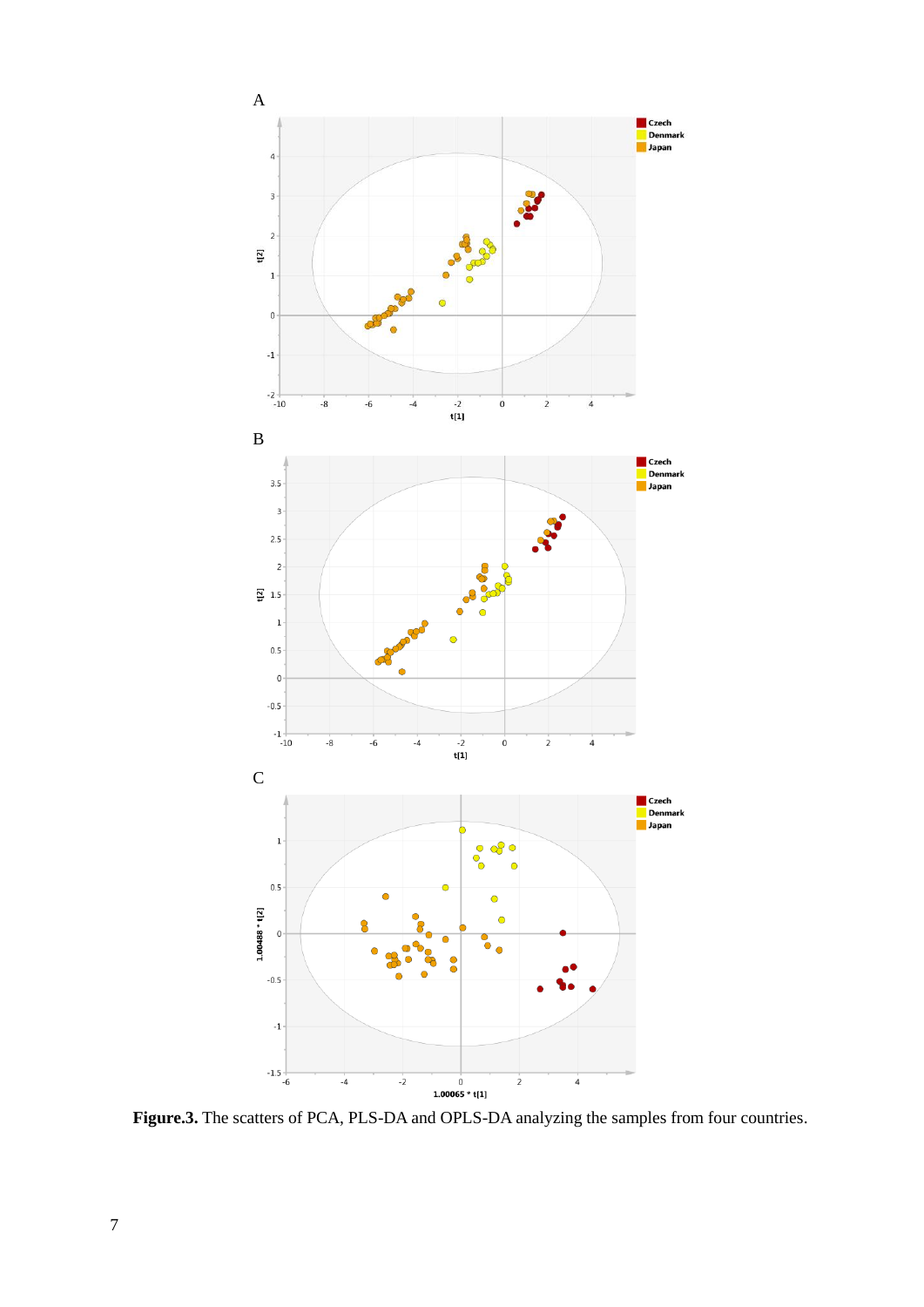**Figure.3.** The scatters of PCA, PLS-DA and OPLS-DA analyzing the samples from four countries.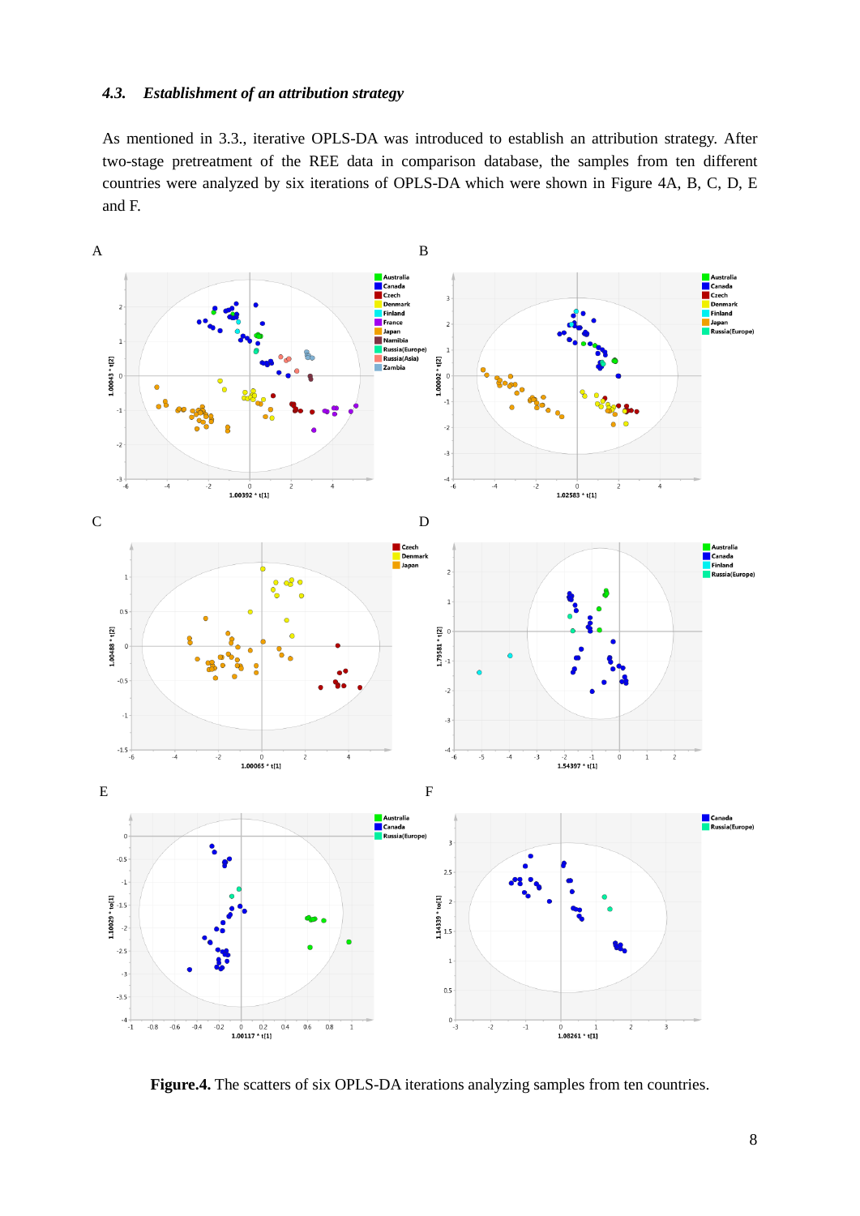### *4.3. Establishment of an attribution strategy*

As mentioned in 3.3., iterative OPLS-DA was introduced to establish an attribution strategy. After two-stage pretreatment of the REE data in comparison database, the samples from ten different countries were analyzed by six iterations of OPLS-DA which were shown in Figure 4A, B, C, D, E and F.

**Figure.4.** The scatters of six OPLS-DA iterations analyzing samples from ten countries.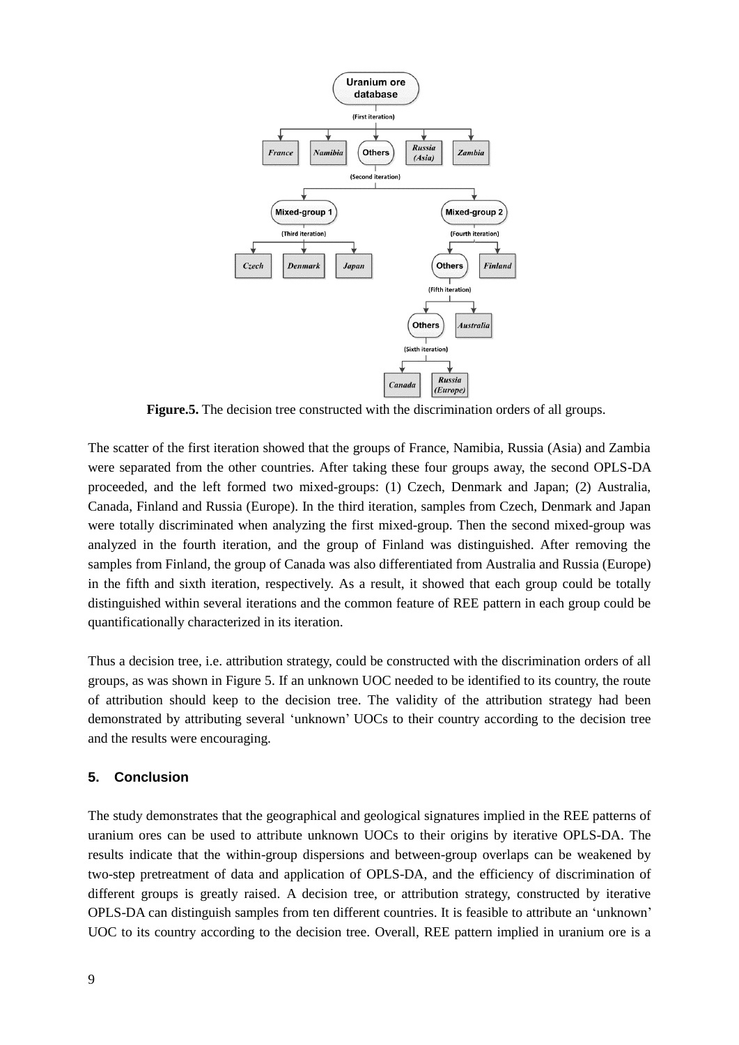**Figure.5.** The decision tree constructed with the discrimination orders of all groups.

The scatter of the first iteration showed that the groups of France, Namibia, Russia (Asia) and Zambia were separated from the other countries. After taking these four groups away, the second OPLS-DA proceeded, and the left formed two mixed-groups: (1) Czech, Denmark and Japan; (2) Australia, Canada, Finland and Russia (Europe). In the third iteration, samples from Czech, Denmark and Japan were totally discriminated when analyzing the first mixed-group. Then the second mixed-group was analyzed in the fourth iteration, and the group of Finland was distinguished. After removing the samples from Finland, the group of Canada was also differentiated from Australia and Russia (Europe) in the fifth and sixth iteration, respectively. As a result, it showed that each group could be totally distinguished within several iterations and the common feature of REE pattern in each group could be quantificationally characterized in its iteration.

Thus a decision tree, i.e. attribution strategy, could be constructed with the discrimination orders of all groups, as was shown in Figure 5. If an unknown UOC needed to be identified to its country, the route of attribution should keep to the decision tree. The validity of the attribution strategy had been demonstrated by attributing several 'unknown' UOCs to their country according to the decision tree and the results were encouraging.

## 5. Conclusion

The study demonstrates that the geographical and geological signatures implied in the REE patterns of uranium ores can be used to attribute unknown UOCs to their origins by iterative OPLS-DA. The results indicate that the within-group dispersions and between-group overlaps can be weakened by two-step pretreatment of data and application of OPLS-DA, and the efficiency of discrimination of different groups is greatly raised. A decision tree, or attribution strategy, constructed by iterative OPLS-DA can distinguish samples from ten different countries. It is feasible to attribute an 'unknown' UOC to its country according to the decision tree. Overall, REE pattern implied in uranium ore is a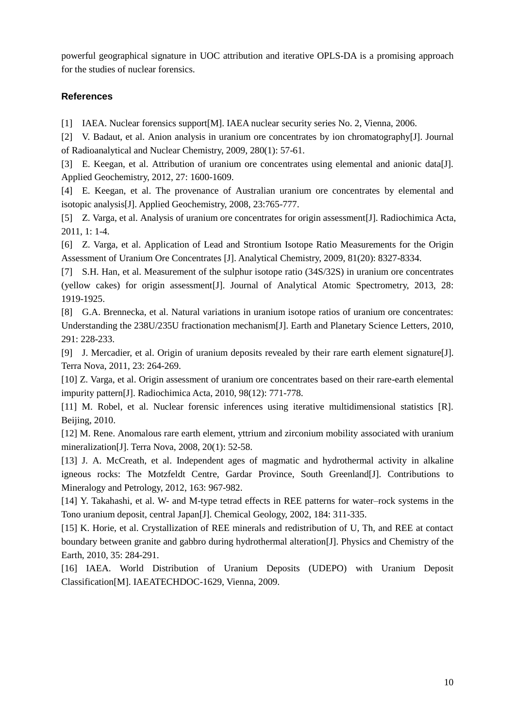powerful geographical signature in UOC attribution and iterative OPLS-DA is a promising approach for the studies of nuclear forensics.

## References

[1] IAEA. Nuclear forensics support[M]. IAEA nuclear security series No. 2, Vienna, 2006.

[2] V. Badaut, et al. Anion analysis in uranium ore concentrates by ion chromatography[J]. Journal of Radioanalytical and Nuclear Chemistry, 2009, 280(1): 57-61.

[3] E. Keegan, et al. Attribution of uranium ore concentrates using elemental and anionic data[J]. Applied Geochemistry, 2012, 27: 1600-1609.

[4] E. Keegan, et al. The provenance of Australian uranium ore concentrates by elemental and isotopic analysis[J]. Applied Geochemistry, 2008, 23:765-777.

[5] Z. Varga, et al. Analysis of uranium ore concentrates for origin assessment[J]. Radiochimica Acta, 2011, 1: 1-4.

[6] Z. Varga, et al. Application of Lead and Strontium Isotope Ratio Measurements for the Origin Assessment of Uranium Ore Concentrates [J]. Analytical Chemistry, 2009, 81(20): 8327-8334.

[7] S.H. Han, et al. Measurement of the sulphur isotope ratio (34S/32S) in uranium ore concentrates (yellow cakes) for origin assessment[J]. Journal of Analytical Atomic Spectrometry, 2013, 28: 1919-1925.

[8] G.A. Brennecka, et al. Natural variations in uranium isotope ratios of uranium ore concentrates: Understanding the 238U/235U fractionation mechanism[J]. Earth and Planetary Science Letters, 2010, 291: 228-233.

[9] J. Mercadier, et al. Origin of uranium deposits revealed by their rare earth element signature[J]. Terra Nova, 2011, 23: 264-269.

[10] Z. Varga, et al. Origin assessment of uranium ore concentrates based on their rare-earth elemental impurity pattern[J]. Radiochimica Acta, 2010, 98(12): 771-778.

[11] M. Robel, et al. Nuclear forensic inferences using iterative multidimensional statistics [R]. Beijing, 2010.

[12] M. Rene. Anomalous rare earth element, yttrium and zirconium mobility associated with uranium mineralization[J]. Terra Nova, 2008, 20(1): 52-58.

[13] J. A. McCreath, et al. Independent ages of magmatic and hydrothermal activity in alkaline igneous rocks: The Motzfeldt Centre, Gardar Province, South Greenland[J]. Contributions to Mineralogy and Petrology, 2012, 163: 967-982.

[14] Y. Takahashi, et al. W- and M-type tetrad effects in REE patterns for water–rock systems in the Tono uranium deposit, central Japan[J]. Chemical Geology, 2002, 184: 311-335.

[15] K. Horie, et al. Crystallization of REE minerals and redistribution of U, Th, and REE at contact boundary between granite and gabbro during hydrothermal alteration[J]. Physics and Chemistry of the Earth, 2010, 35: 284-291.

[16] IAEA. World Distribution of Uranium Deposits (UDEPO) with Uranium Deposit Classification[M]. IAEATECHDOC-1629, Vienna, 2009.